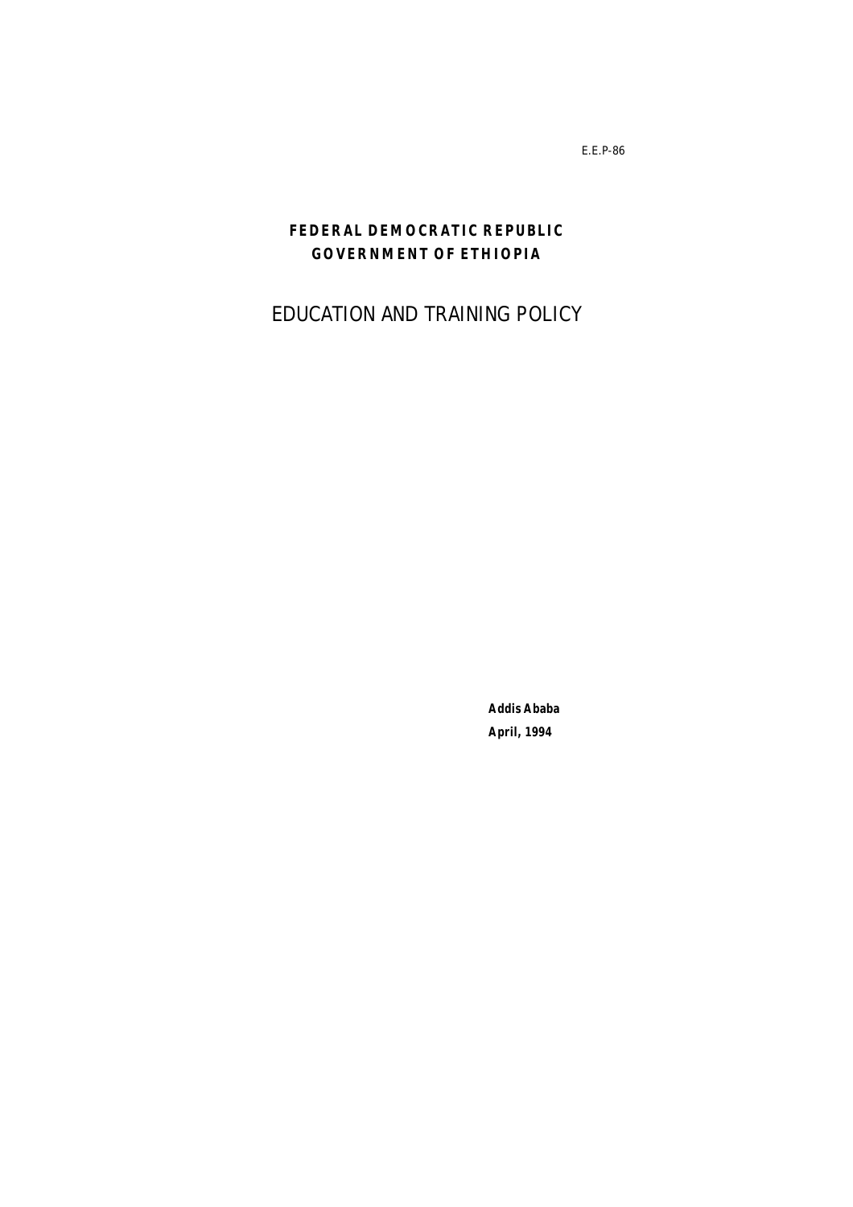E.E.P-86

**FEDERAL DEMOCRATIC REPUBLIC**
**GOVERNMENT OF ETHIOPIA**

# EDUCATION AND TRAINING POLICY

**Addis Ababa**
**April, 1994**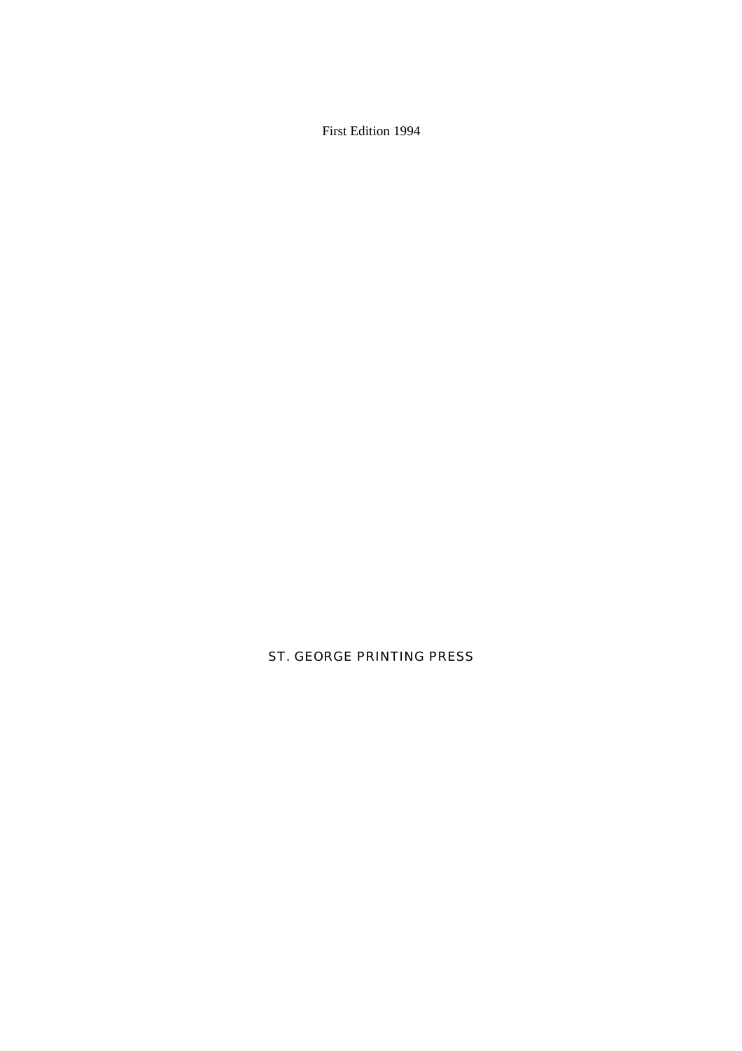First Edition 1994

ST. GEORGE PRINTING PRESS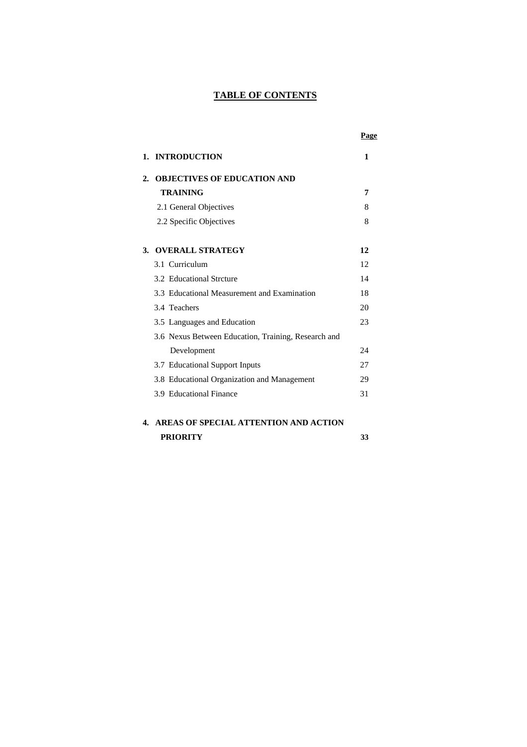# TABLE OF CONTENTS

| | Page |
|---|---|
| **1. INTRODUCTION** | **1** |
| **2. OBJECTIVES OF EDUCATION AND TRAINING** | **7** |
| 2.1 General Objectives | 8 |
| 2.2 Specific Objectives | 8 |
| **3. OVERALL STRATEGY** | **12** |
| 3.1 Curriculum | 12 |
| 3.2 Educational Strcture | 14 |
| 3.3 Educational Measurement and Examination | 18 |
| 3.4 Teachers | 20 |
| 3.5 Languages and Education | 23 |
| 3.6 Nexus Between Education, Training, Research and Development | 24 |
| 3.7 Educational Support Inputs | 27 |
| 3.8 Educational Organization and Management | 29 |
| 3.9 Educational Finance | 31 |
| **4. AREAS OF SPECIAL ATTENTION AND ACTION PRIORITY** | **33** |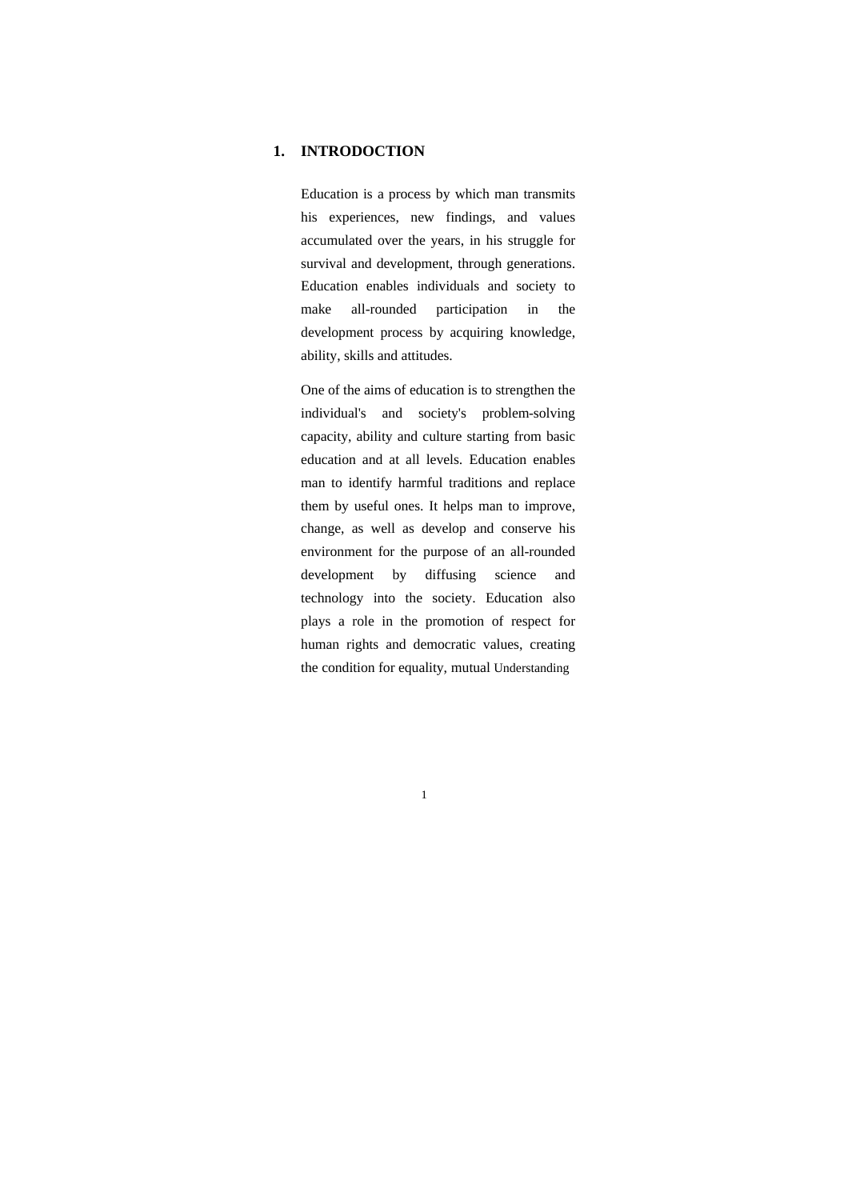## 1. INTRODOCTION

Education is a process by which man transmits his experiences, new findings, and values accumulated over the years, in his struggle for survival and development, through generations. Education enables individuals and society to make all-rounded participation in the development process by acquiring knowledge, ability, skills and attitudes.

One of the aims of education is to strengthen the individual's and society's problem-solving capacity, ability and culture starting from basic education and at all levels. Education enables man to identify harmful traditions and replace them by useful ones. It helps man to improve, change, as well as develop and conserve his environment for the purpose of an all-rounded development by diffusing science and technology into the society. Education also plays a role in the promotion of respect for human rights and democratic values, creating the condition for equality, mutual Understanding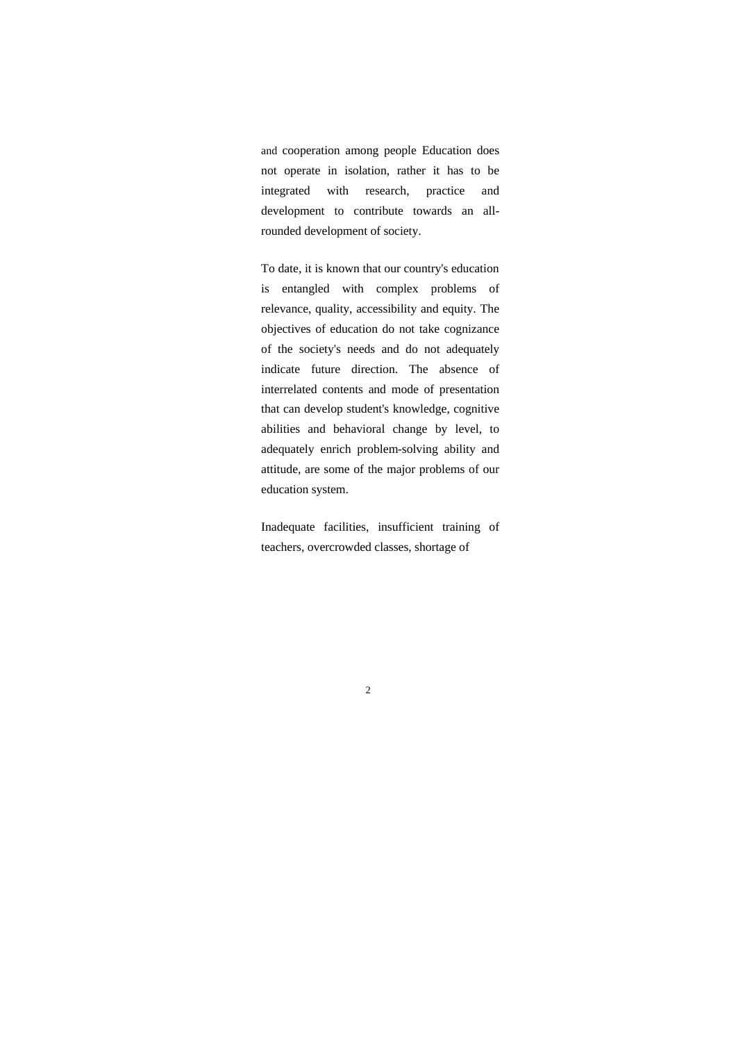and cooperation among people Education does not operate in isolation, rather it has to be integrated with research, practice and development to contribute towards an all-rounded development of society.

To date, it is known that our country's education is entangled with complex problems of relevance, quality, accessibility and equity. The objectives of education do not take cognizance of the society's needs and do not adequately indicate future direction. The absence of interrelated contents and mode of presentation that can develop student's knowledge, cognitive abilities and behavioral change by level, to adequately enrich problem-solving ability and attitude, are some of the major problems of our education system.

Inadequate facilities, insufficient training of teachers, overcrowded classes, shortage of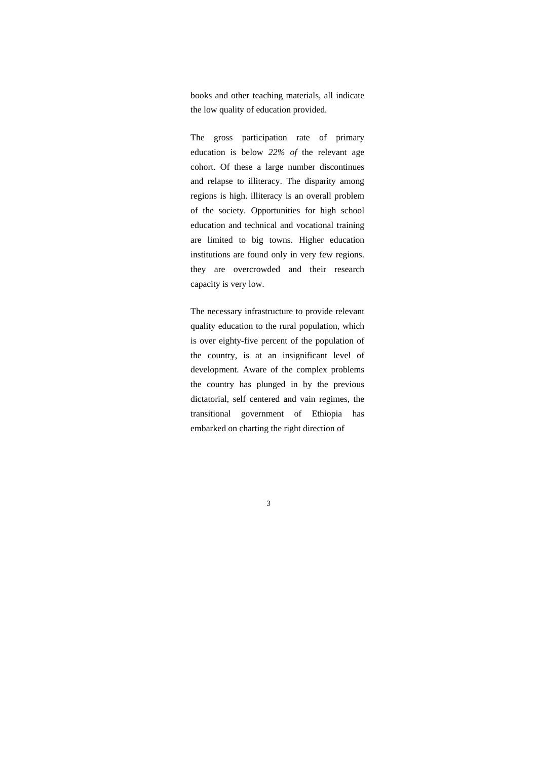books and other teaching materials, all indicate the low quality of education provided.

The gross participation rate of primary education is below *22% of* the relevant age cohort. Of these a large number discontinues and relapse to illiteracy. The disparity among regions is high. illiteracy is an overall problem of the society. Opportunities for high school education and technical and vocational training are limited to big towns. Higher education institutions are found only in very few regions. they are overcrowded and their research capacity is very low.

The necessary infrastructure to provide relevant quality education to the rural population, which is over eighty-five percent of the population of the country, is at an insignificant level of development. Aware of the complex problems the country has plunged in by the previous dictatorial, self centered and vain regimes, the transitional government of Ethiopia has embarked on charting the right direction of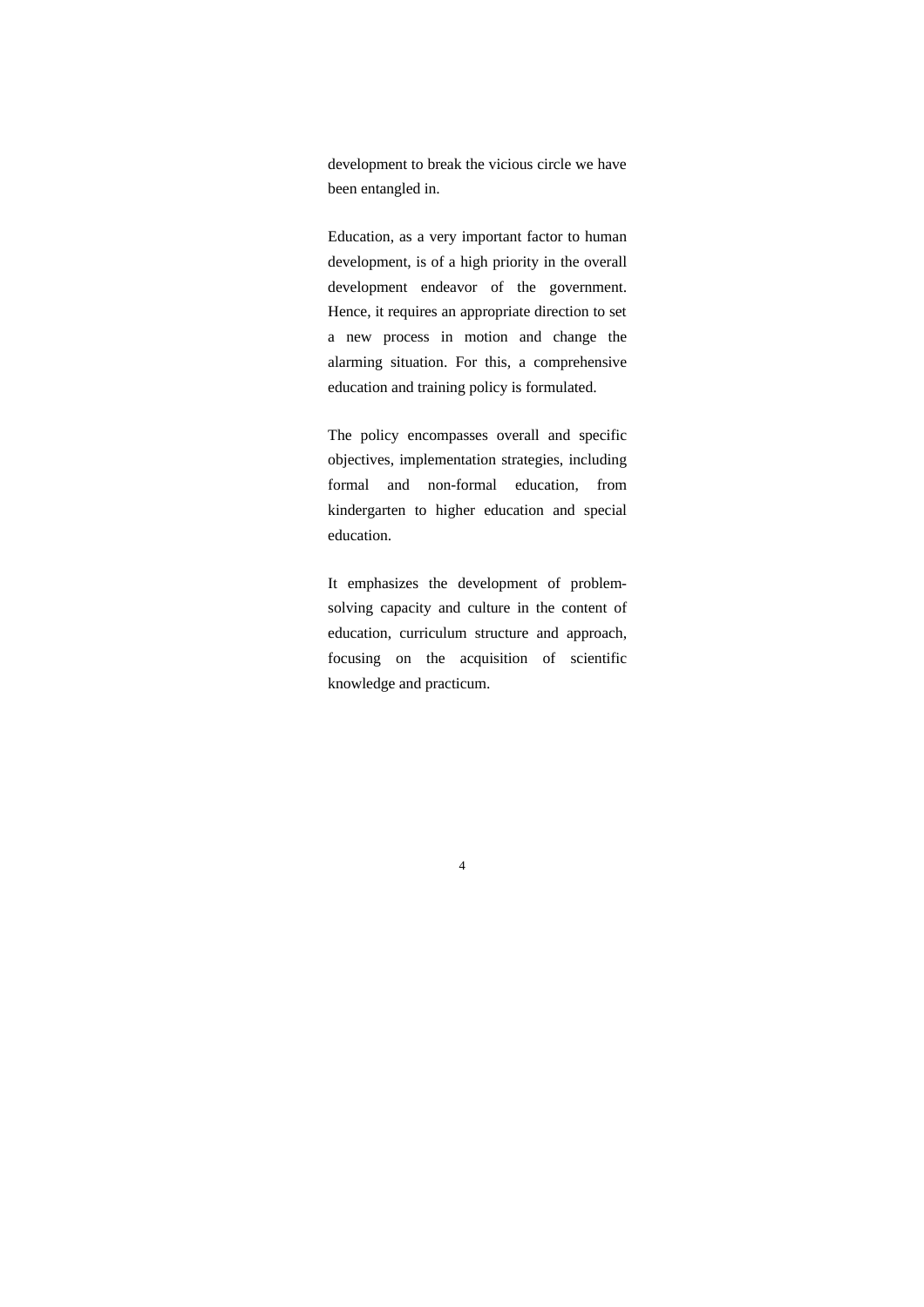development to break the vicious circle we have been entangled in.

Education, as a very important factor to human development, is of a high priority in the overall development endeavor of the government. Hence, it requires an appropriate direction to set a new process in motion and change the alarming situation. For this, a comprehensive education and training policy is formulated.

The policy encompasses overall and specific objectives, implementation strategies, including formal and non-formal education, from kindergarten to higher education and special education.

It emphasizes the development of problem-solving capacity and culture in the content of education, curriculum structure and approach, focusing on the acquisition of scientific knowledge and practicum.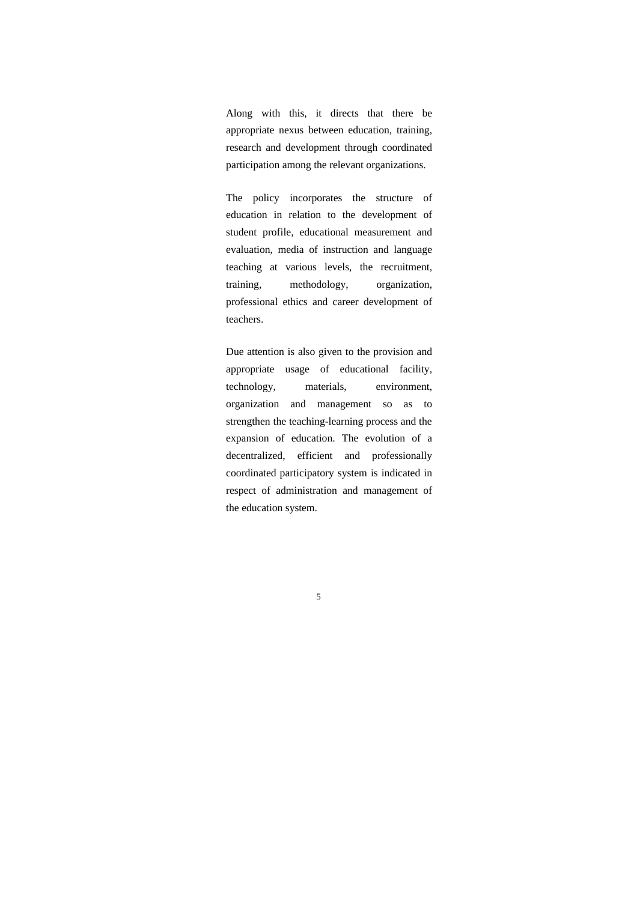Along with this, it directs that there be appropriate nexus between education, training, research and development through coordinated participation among the relevant organizations.

The policy incorporates the structure of education in relation to the development of student profile, educational measurement and evaluation, media of instruction and language teaching at various levels, the recruitment, training, methodology, organization, professional ethics and career development of teachers.

Due attention is also given to the provision and appropriate usage of educational facility, technology, materials, environment, organization and management so as to strengthen the teaching-learning process and the expansion of education. The evolution of a decentralized, efficient and professionally coordinated participatory system is indicated in respect of administration and management of the education system.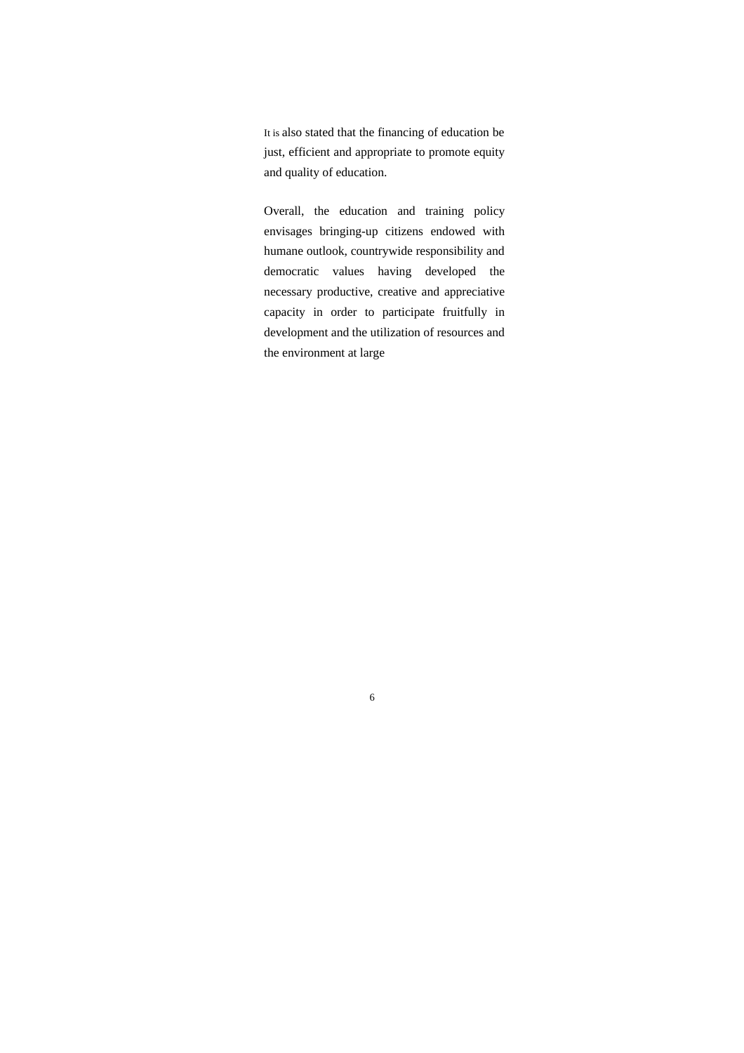It is also stated that the financing of education be just, efficient and appropriate to promote equity and quality of education.

Overall, the education and training policy envisages bringing-up citizens endowed with humane outlook, countrywide responsibility and democratic values having developed the necessary productive, creative and appreciative capacity in order to participate fruitfully in development and the utilization of resources and the environment at large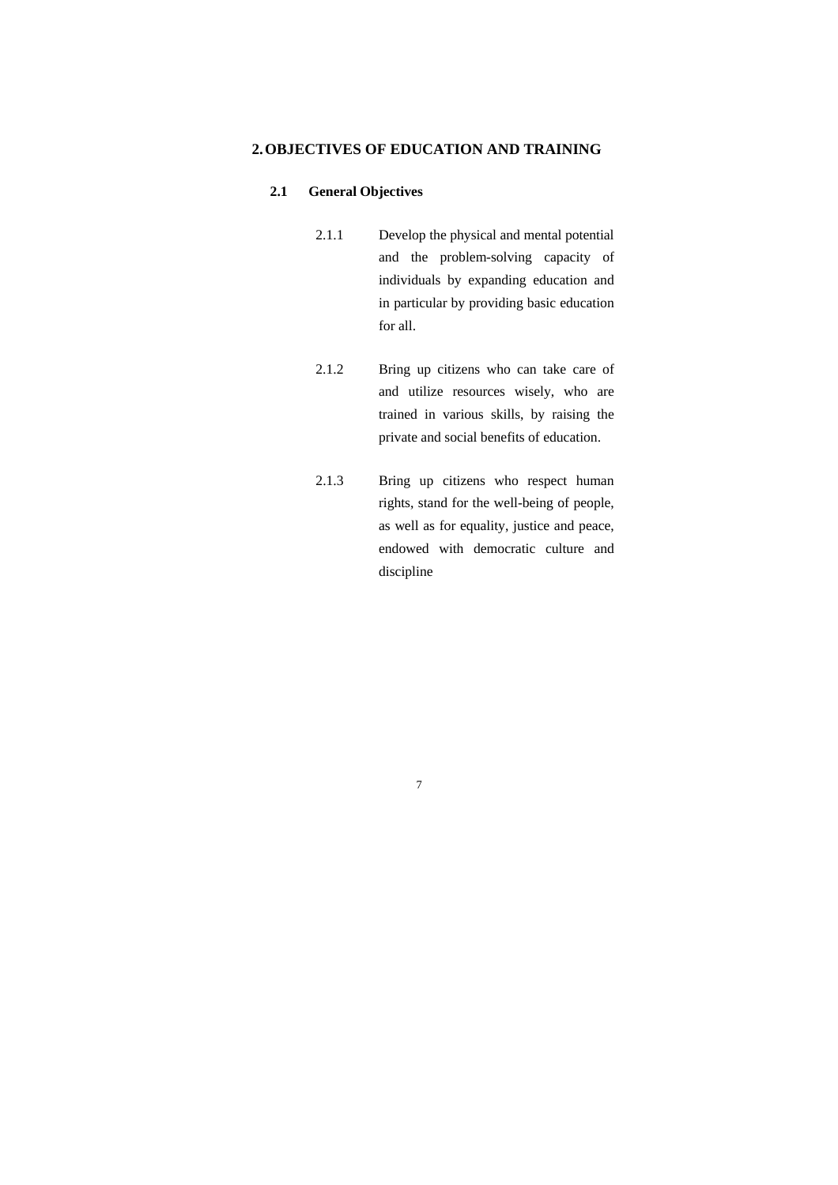## 2. OBJECTIVES OF EDUCATION AND TRAINING

### 2.1 General Objectives

2.1.1 Develop the physical and mental potential and the problem-solving capacity of individuals by expanding education and in particular by providing basic education for all.

2.1.2 Bring up citizens who can take care of and utilize resources wisely, who are trained in various skills, by raising the private and social benefits of education.

2.1.3 Bring up citizens who respect human rights, stand for the well-being of people, as well as for equality, justice and peace, endowed with democratic culture and discipline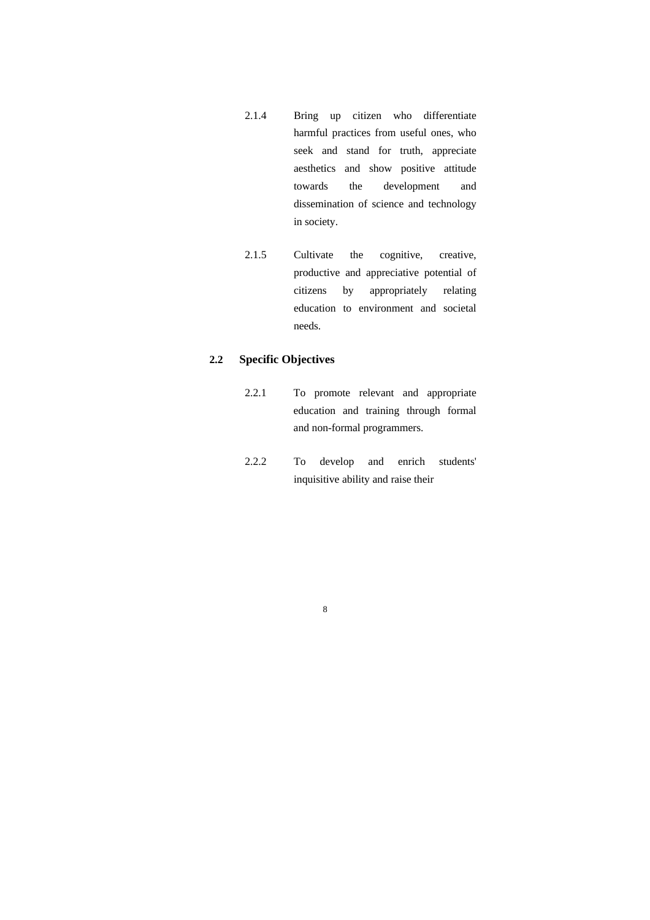2.1.4 Bring up citizen who differentiate harmful practices from useful ones, who seek and stand for truth, appreciate aesthetics and show positive attitude towards the development and dissemination of science and technology in society.

2.1.5 Cultivate the cognitive, creative, productive and appreciative potential of citizens by appropriately relating education to environment and societal needs.

## 2.2 Specific Objectives

2.2.1 To promote relevant and appropriate education and training through formal and non-formal programmers.

2.2.2 To develop and enrich students' inquisitive ability and raise their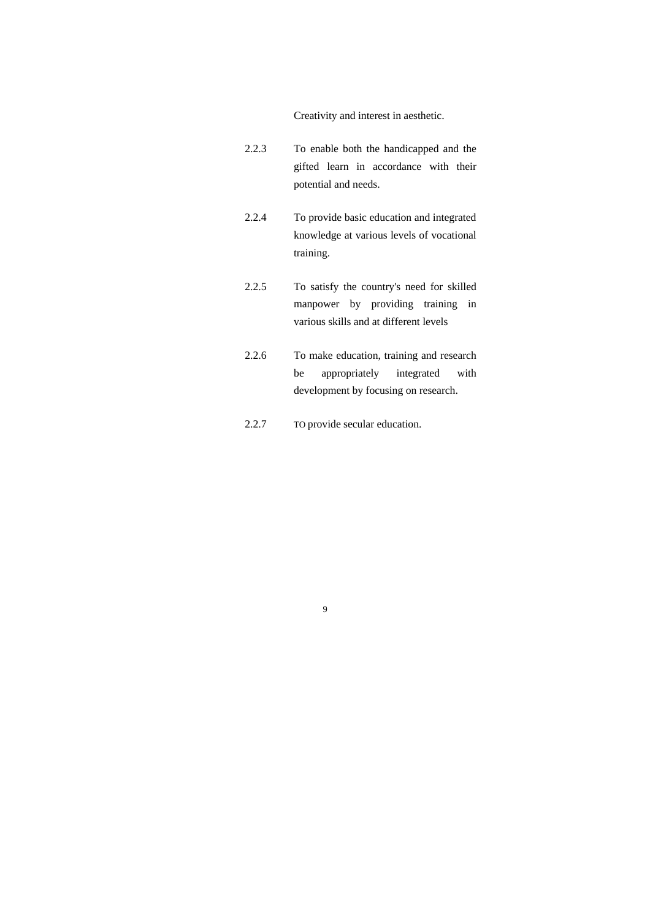Creativity and interest in aesthetic.

2.2.3 To enable both the handicapped and the gifted learn in accordance with their potential and needs.

2.2.4 To provide basic education and integrated knowledge at various levels of vocational training.

2.2.5 To satisfy the country's need for skilled manpower by providing training in various skills and at different levels

2.2.6 To make education, training and research be appropriately integrated with development by focusing on research.

2.2.7 TO provide secular education.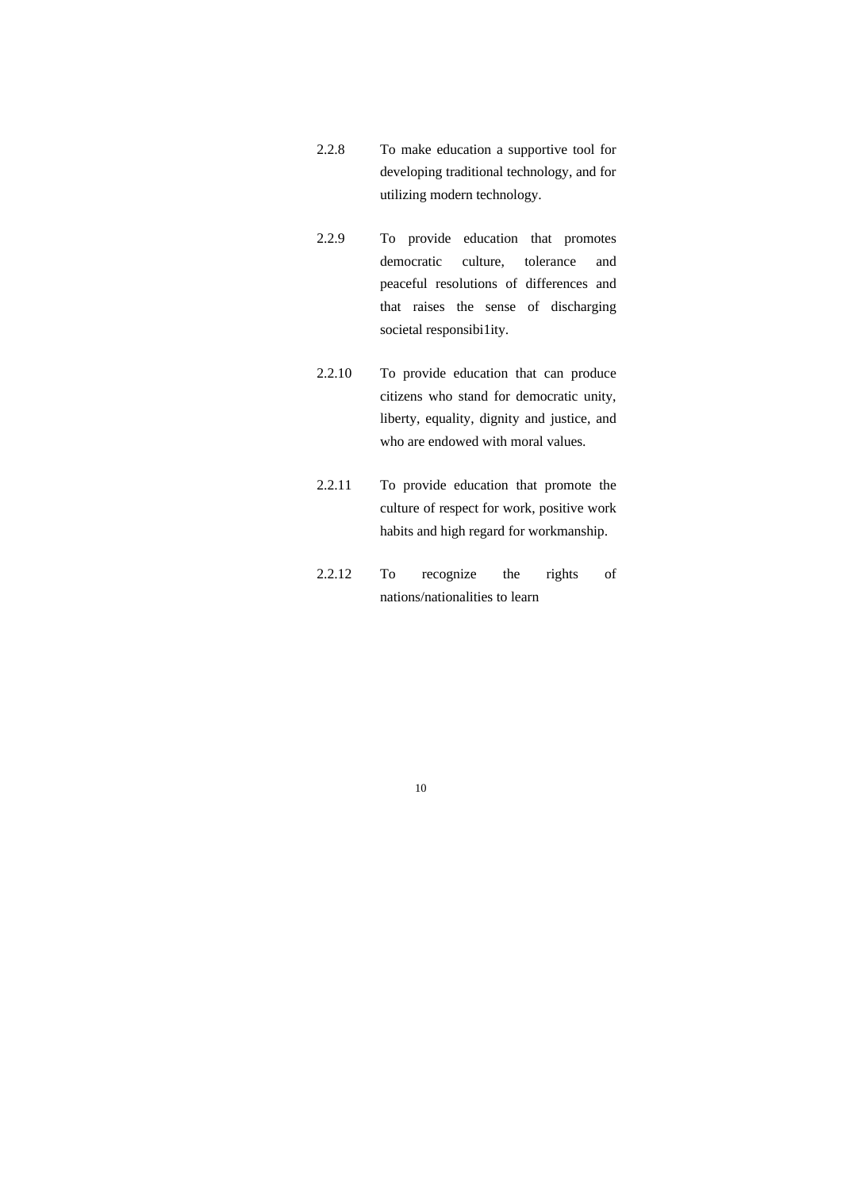2.2.8 To make education a supportive tool for developing traditional technology, and for utilizing modern technology.

2.2.9 To provide education that promotes democratic culture, tolerance and peaceful resolutions of differences and that raises the sense of discharging societal responsibi1ity.

2.2.10 To provide education that can produce citizens who stand for democratic unity, liberty, equality, dignity and justice, and who are endowed with moral values.

2.2.11 To provide education that promote the culture of respect for work, positive work habits and high regard for workmanship.

2.2.12 To recognize the rights of nations/nationalities to learn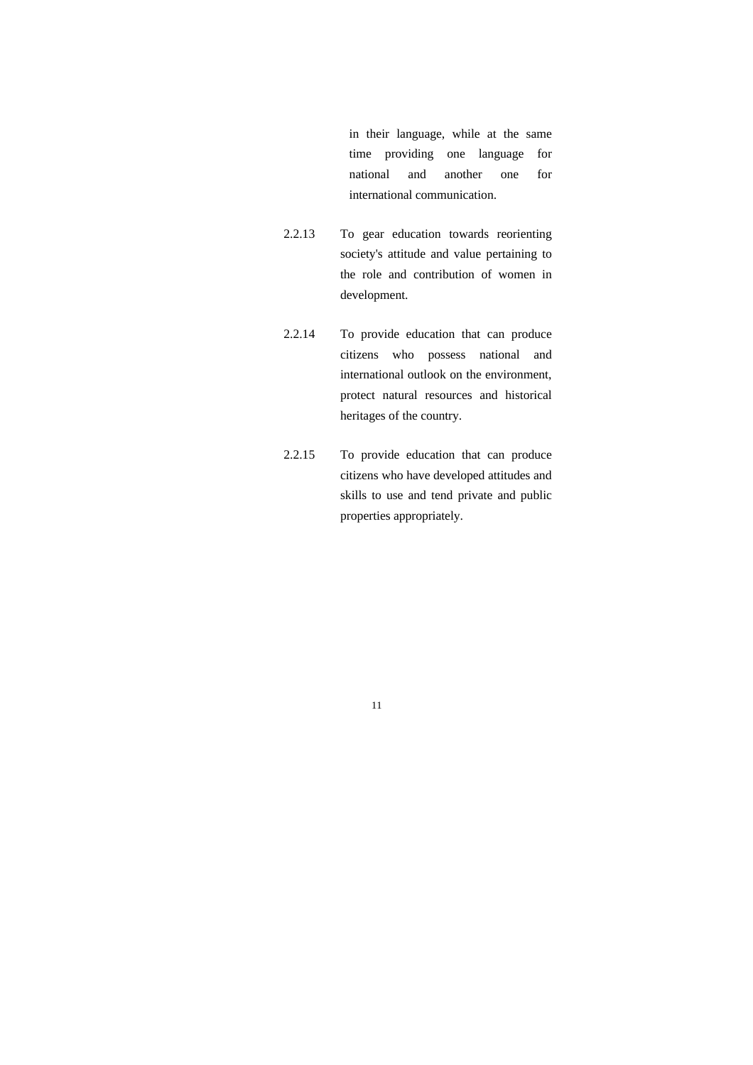in their language, while at the same time providing one language for national and another one for international communication.

2.2.13 To gear education towards reorienting society's attitude and value pertaining to the role and contribution of women in development.

2.2.14 To provide education that can produce citizens who possess national and international outlook on the environment, protect natural resources and historical heritages of the country.

2.2.15 To provide education that can produce citizens who have developed attitudes and skills to use and tend private and public properties appropriately.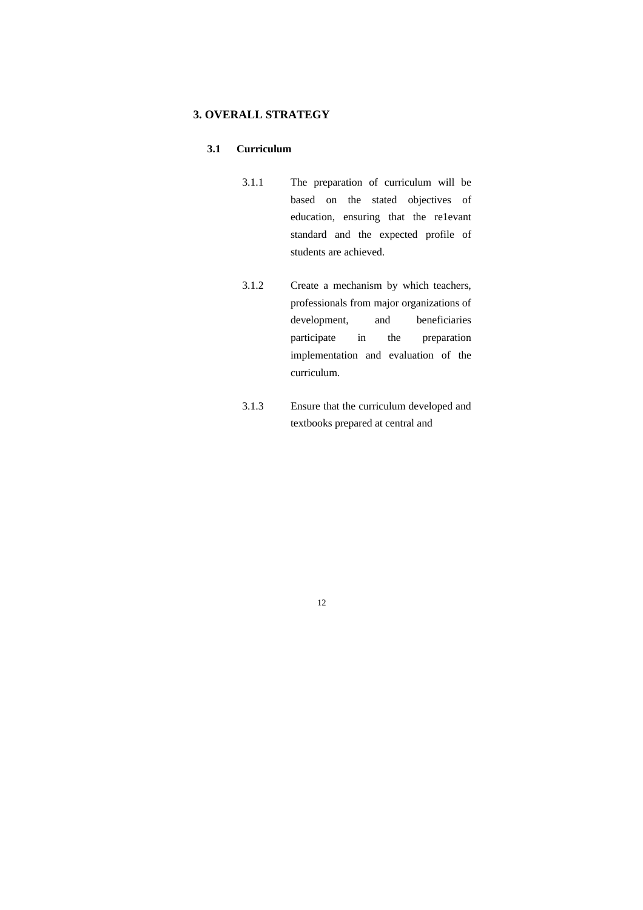## 3. OVERALL STRATEGY

### 3.1 Curriculum

3.1.1 The preparation of curriculum will be based on the stated objectives of education, ensuring that the re1evant standard and the expected profile of students are achieved.

3.1.2 Create a mechanism by which teachers, professionals from major organizations of development, and beneficiaries participate in the preparation implementation and evaluation of the curriculum.

3.1.3 Ensure that the curriculum developed and textbooks prepared at central and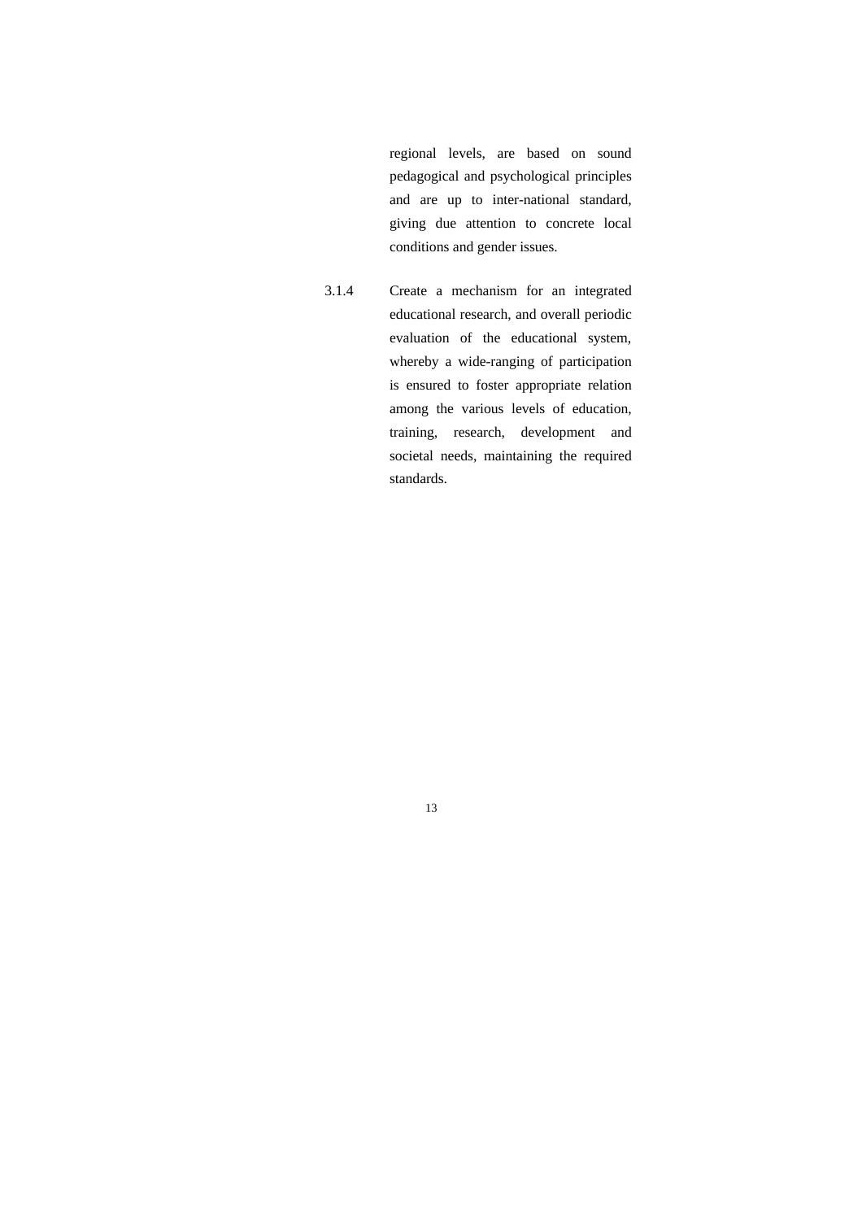regional levels, are based on sound pedagogical and psychological principles and are up to inter-national standard, giving due attention to concrete local conditions and gender issues.

3.1.4 Create a mechanism for an integrated educational research, and overall periodic evaluation of the educational system, whereby a wide-ranging of participation is ensured to foster appropriate relation among the various levels of education, training, research, development and societal needs, maintaining the required standards.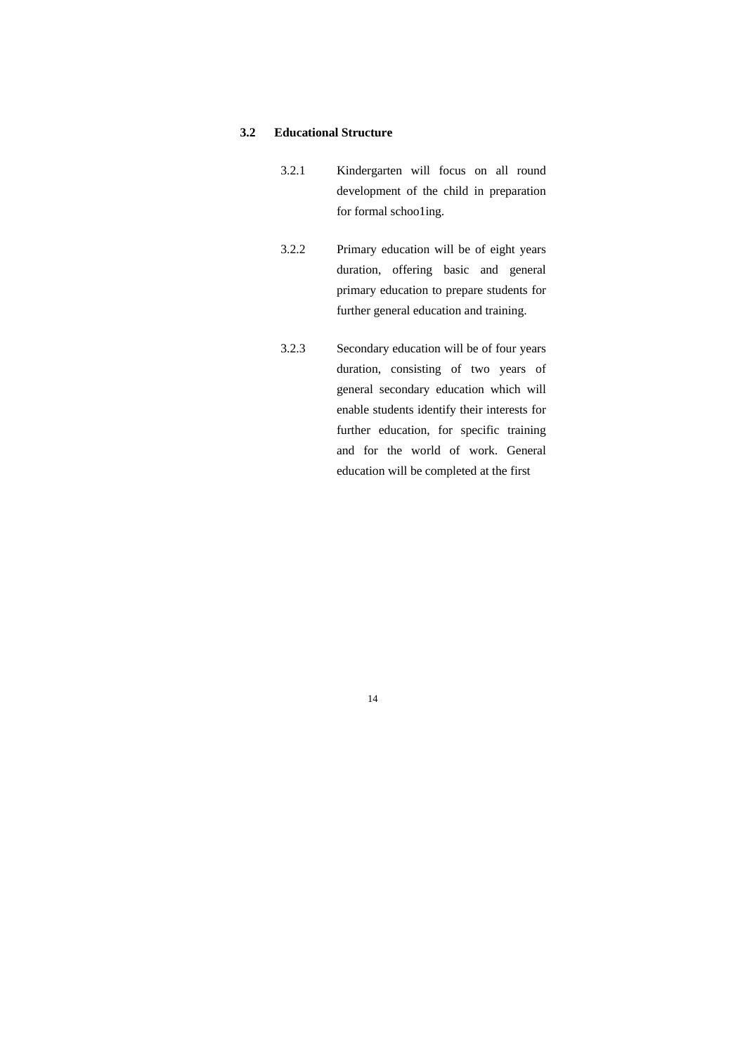### 3.2 Educational Structure

3.2.1 Kindergarten will focus on all round development of the child in preparation for formal schoo1ing.

3.2.2 Primary education will be of eight years duration, offering basic and general primary education to prepare students for further general education and training.

3.2.3 Secondary education will be of four years duration, consisting of two years of general secondary education which will enable students identify their interests for further education, for specific training and for the world of work. General education will be completed at the first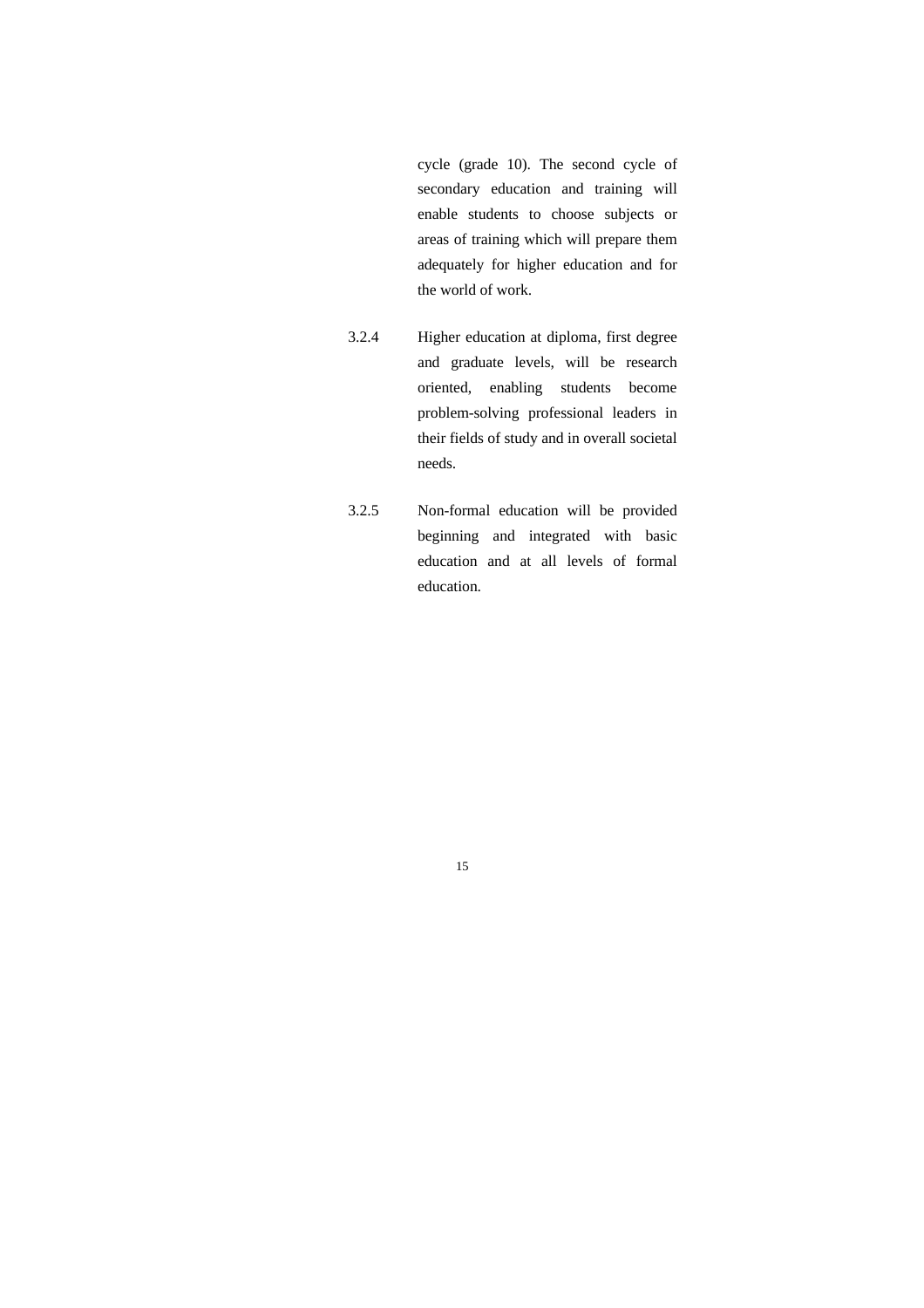cycle (grade 10). The second cycle of secondary education and training will enable students to choose subjects or areas of training which will prepare them adequately for higher education and for the world of work.

3.2.4 Higher education at diploma, first degree and graduate levels, will be research oriented, enabling students become problem-solving professional leaders in their fields of study and in overall societal needs.

3.2.5 Non-formal education will be provided beginning and integrated with basic education and at all levels of formal education.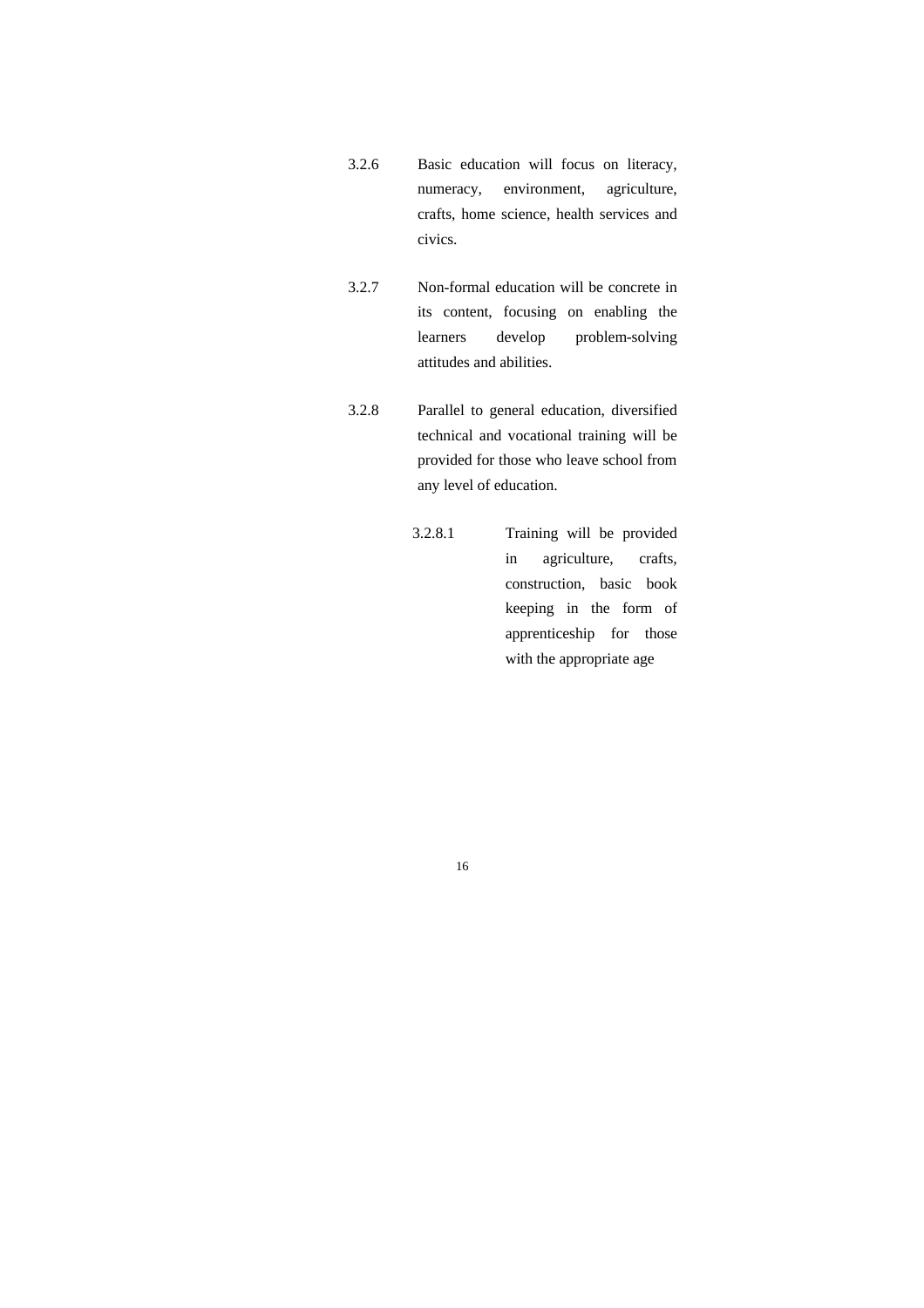3.2.6 Basic education will focus on literacy, numeracy, environment, agriculture, crafts, home science, health services and civics.

3.2.7 Non-formal education will be concrete in its content, focusing on enabling the learners develop problem-solving attitudes and abilities.

3.2.8 Parallel to general education, diversified technical and vocational training will be provided for those who leave school from any level of education.

3.2.8.1 Training will be provided in agriculture, crafts, construction, basic book keeping in the form of apprenticeship for those with the appropriate age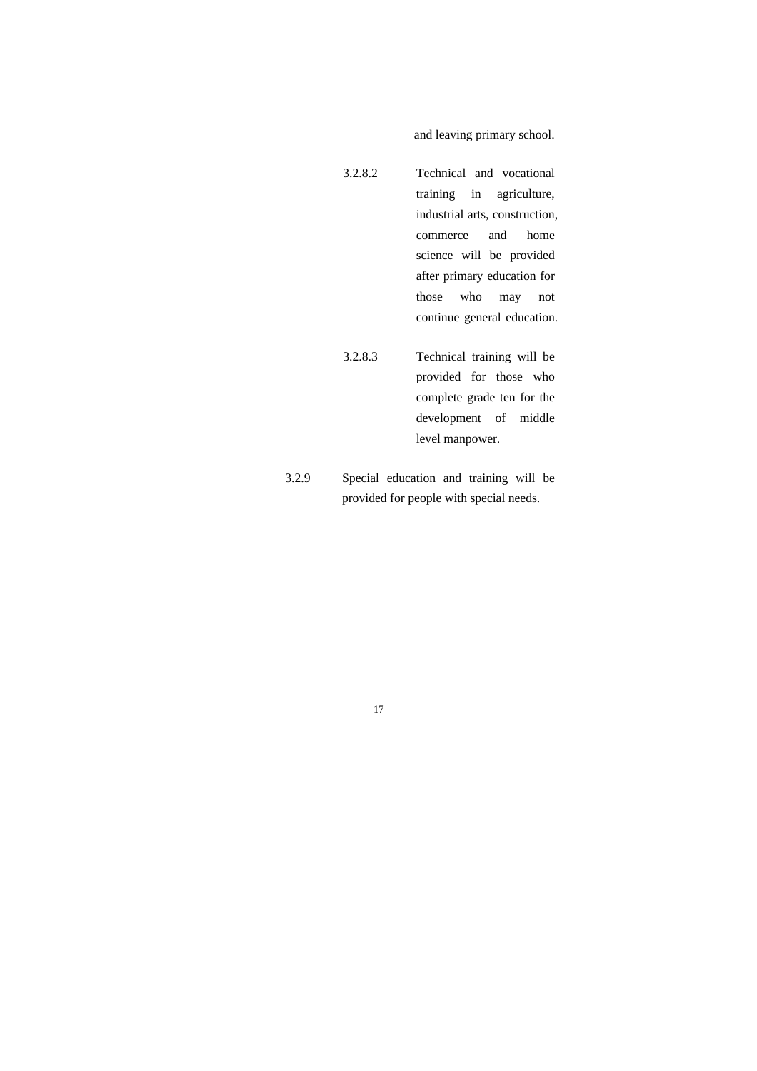and leaving primary school.

3.2.8.2 Technical and vocational training in agriculture, industrial arts, construction, commerce and home science will be provided after primary education for those who may not continue general education.

3.2.8.3 Technical training will be provided for those who complete grade ten for the development of middle level manpower.

3.2.9 Special education and training will be provided for people with special needs.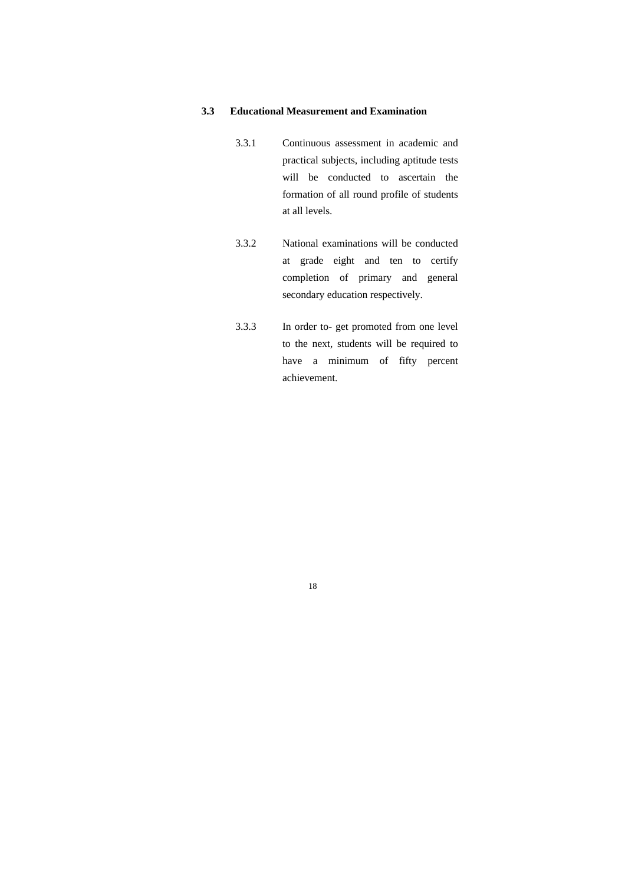### 3.3 Educational Measurement and Examination

3.3.1 Continuous assessment in academic and practical subjects, including aptitude tests will be conducted to ascertain the formation of all round profile of students at all levels.

3.3.2 National examinations will be conducted at grade eight and ten to certify completion of primary and general secondary education respectively.

3.3.3 In order to- get promoted from one level to the next, students will be required to have a minimum of fifty percent achievement.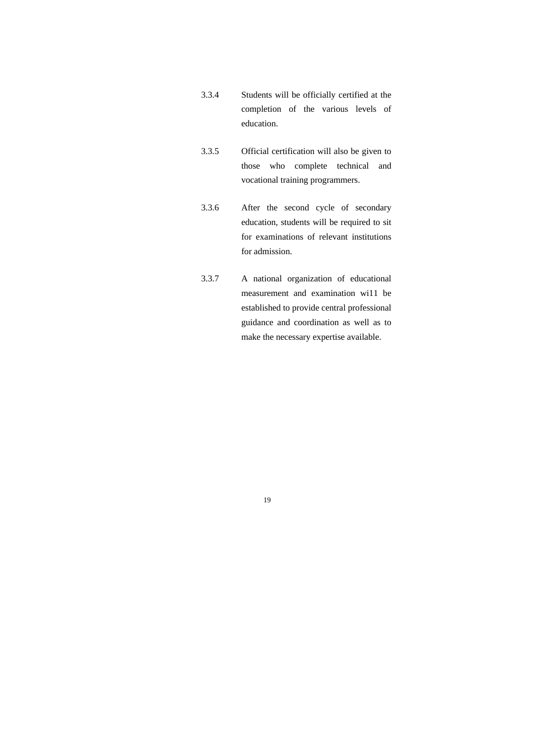3.3.4 Students will be officially certified at the completion of the various levels of education.

3.3.5 Official certification will also be given to those who complete technical and vocational training programmers.

3.3.6 After the second cycle of secondary education, students will be required to sit for examinations of relevant institutions for admission.

3.3.7 A national organization of educational measurement and examination wi11 be established to provide central professional guidance and coordination as well as to make the necessary expertise available.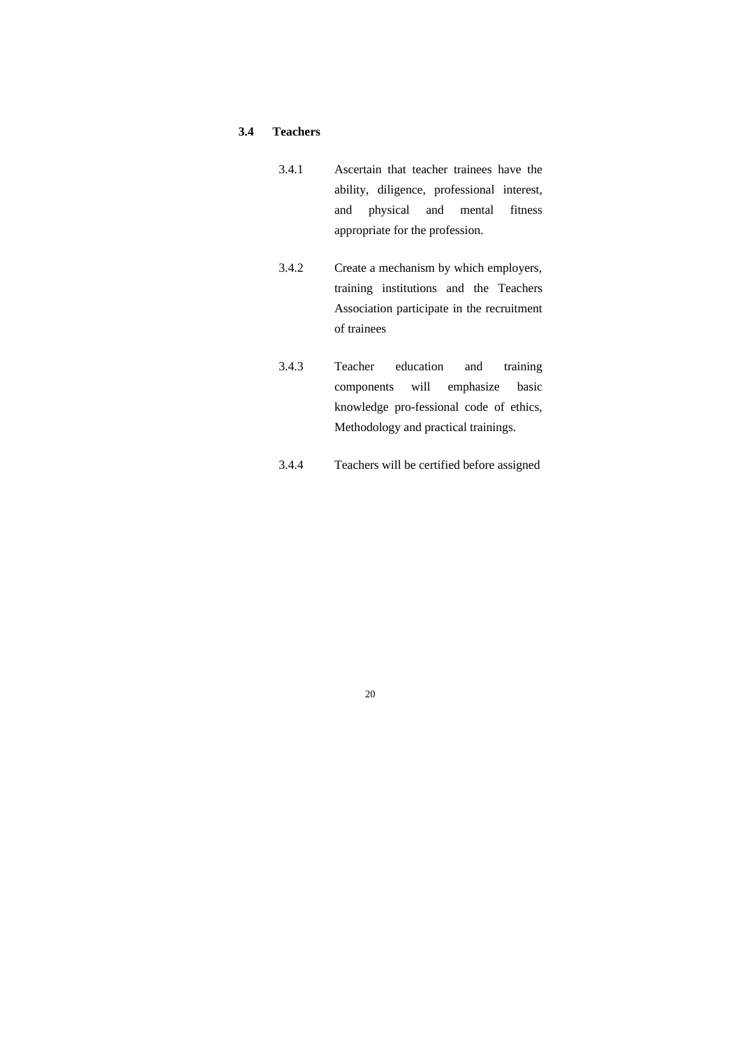### 3.4 Teachers

3.4.1 Ascertain that teacher trainees have the ability, diligence, professional interest, and physical and mental fitness appropriate for the profession.

3.4.2 Create a mechanism by which employers, training institutions and the Teachers Association participate in the recruitment of trainees

3.4.3 Teacher education and training components will emphasize basic knowledge pro-fessional code of ethics, Methodology and practical trainings.

3.4.4 Teachers will be certified before assigned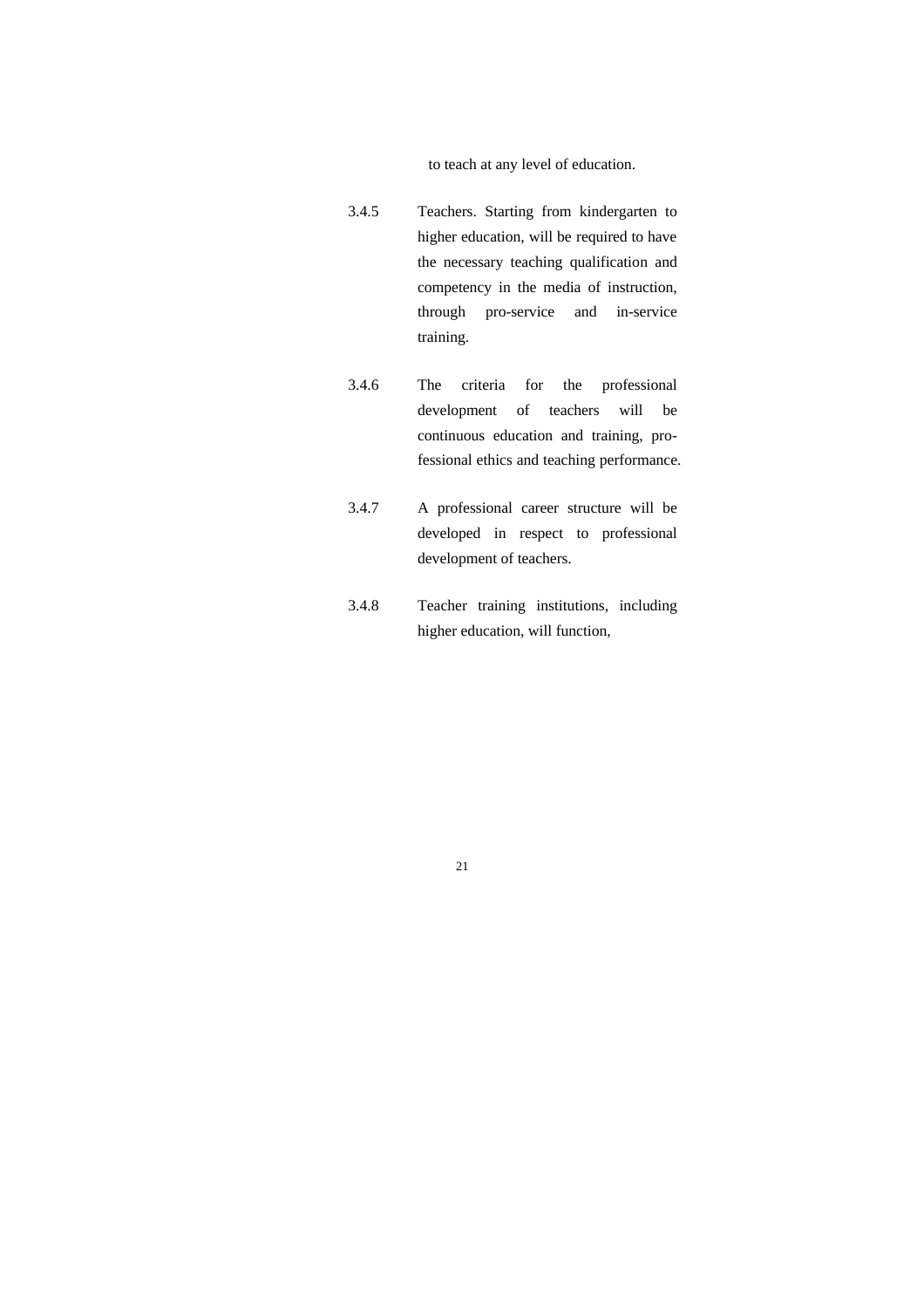to teach at any level of education.

3.4.5 Teachers. Starting from kindergarten to higher education, will be required to have the necessary teaching qualification and competency in the media of instruction, through pro-service and in-service training.

3.4.6 The criteria for the professional development of teachers will be continuous education and training, professional ethics and teaching performance.

3.4.7 A professional career structure will be developed in respect to professional development of teachers.

3.4.8 Teacher training institutions, including higher education, will function,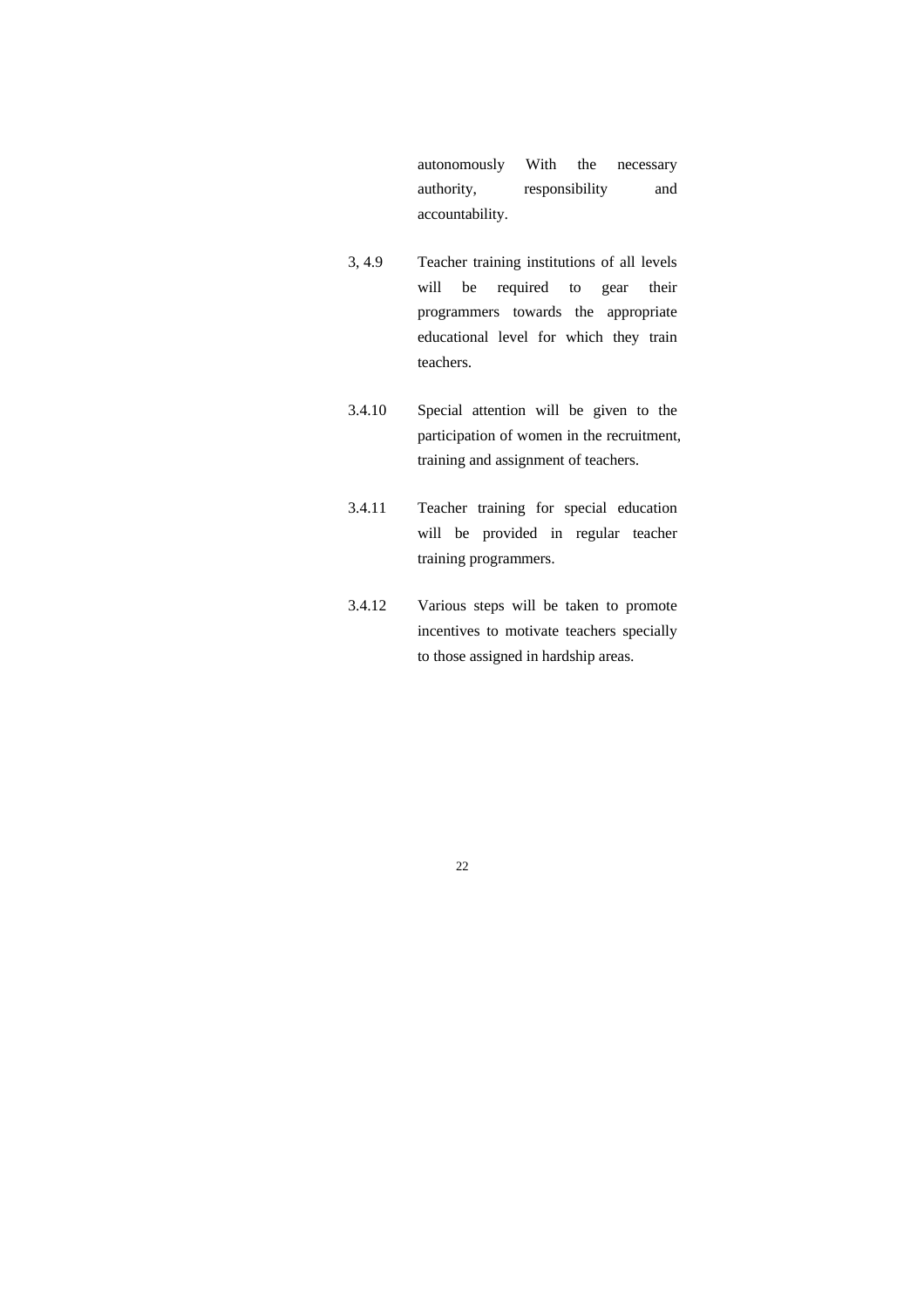autonomously With the necessary authority, responsibility and accountability.

3, 4.9 Teacher training institutions of all levels will be required to gear their programmers towards the appropriate educational level for which they train teachers.

3.4.10 Special attention will be given to the participation of women in the recruitment, training and assignment of teachers.

3.4.11 Teacher training for special education will be provided in regular teacher training programmers.

3.4.12 Various steps will be taken to promote incentives to motivate teachers specially to those assigned in hardship areas.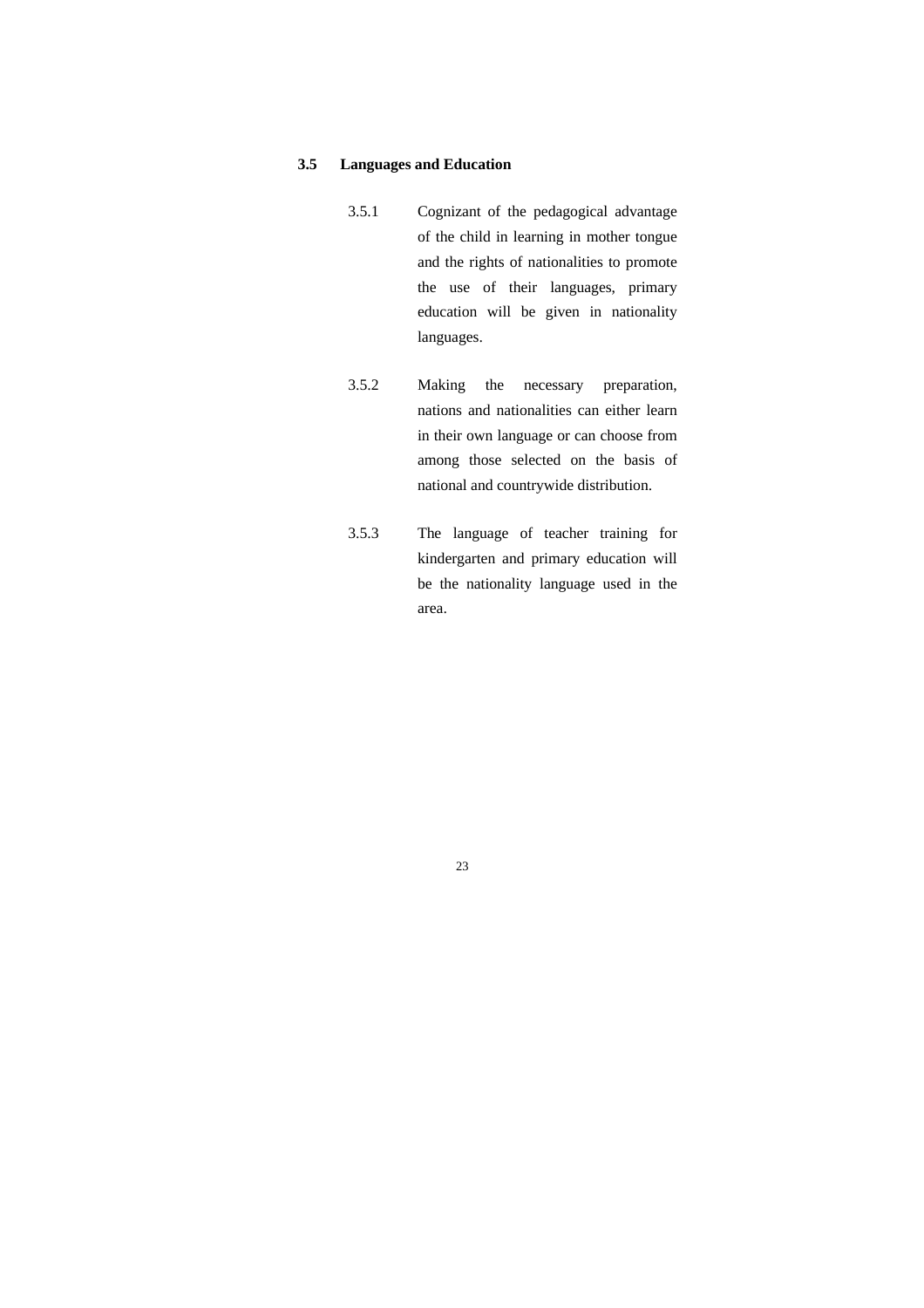### 3.5 Languages and Education

3.5.1 Cognizant of the pedagogical advantage of the child in learning in mother tongue and the rights of nationalities to promote the use of their languages, primary education will be given in nationality languages.

3.5.2 Making the necessary preparation, nations and nationalities can either learn in their own language or can choose from among those selected on the basis of national and countrywide distribution.

3.5.3 The language of teacher training for kindergarten and primary education will be the nationality language used in the area.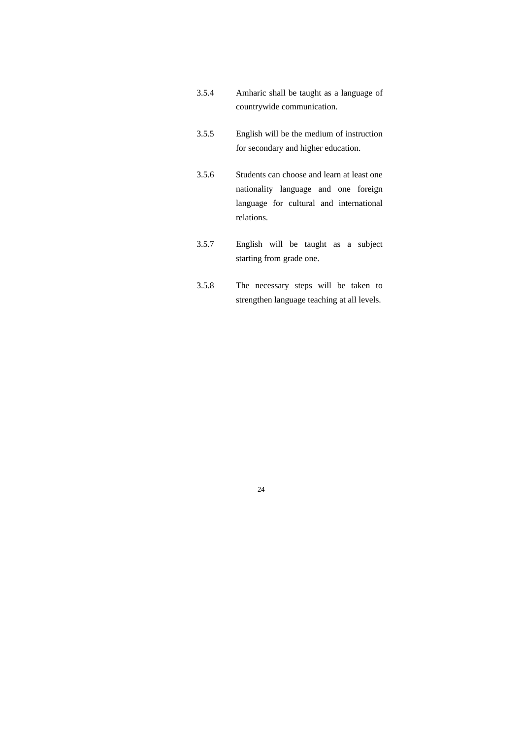3.5.4 Amharic shall be taught as a language of countrywide communication.

3.5.5 English will be the medium of instruction for secondary and higher education.

3.5.6 Students can choose and learn at least one nationality language and one foreign language for cultural and international relations.

3.5.7 English will be taught as a subject starting from grade one.

3.5.8 The necessary steps will be taken to strengthen language teaching at all levels.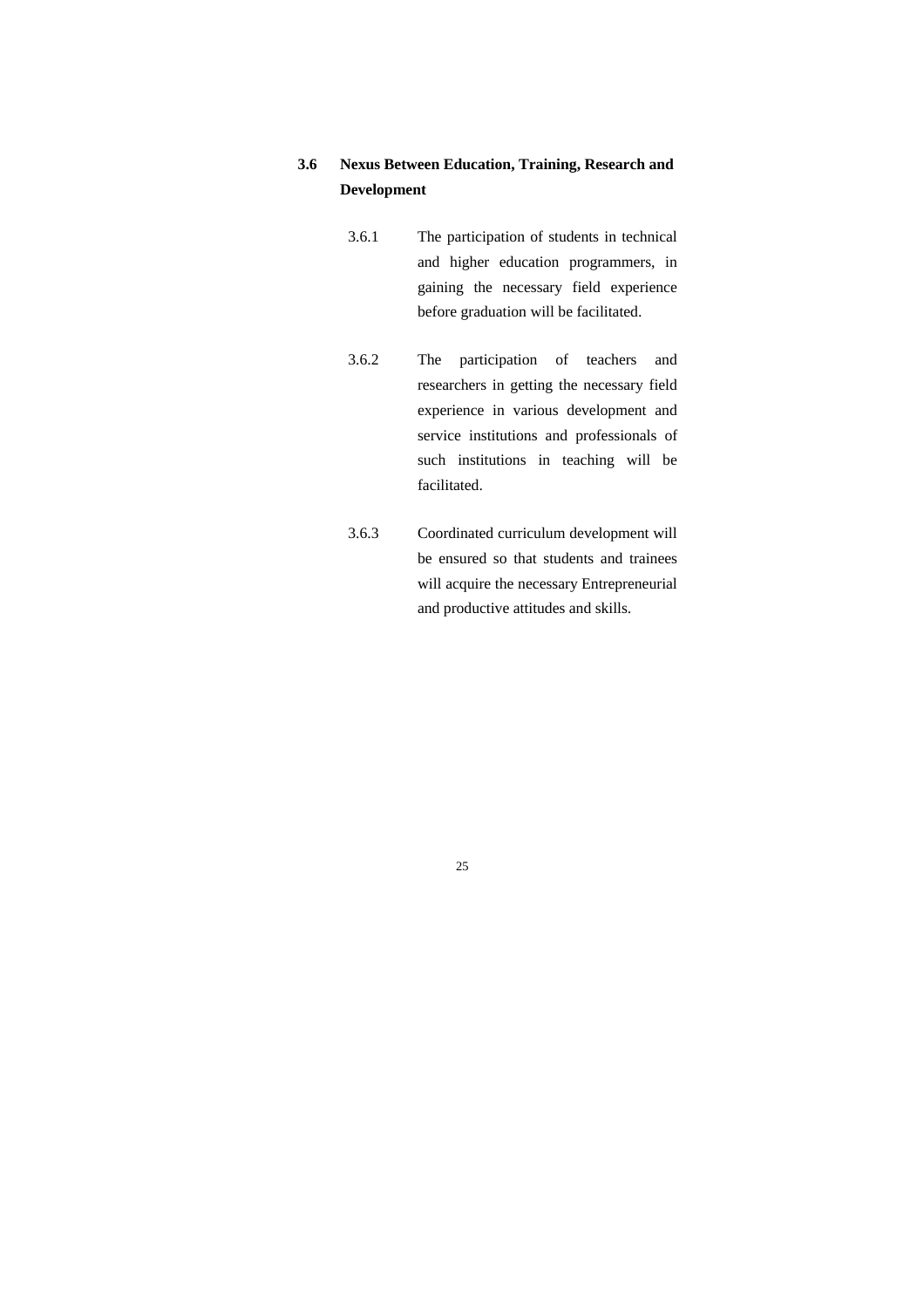## 3.6 Nexus Between Education, Training, Research and Development

3.6.1 The participation of students in technical and higher education programmers, in gaining the necessary field experience before graduation will be facilitated.

3.6.2 The participation of teachers and researchers in getting the necessary field experience in various development and service institutions and professionals of such institutions in teaching will be facilitated.

3.6.3 Coordinated curriculum development will be ensured so that students and trainees will acquire the necessary Entrepreneurial and productive attitudes and skills.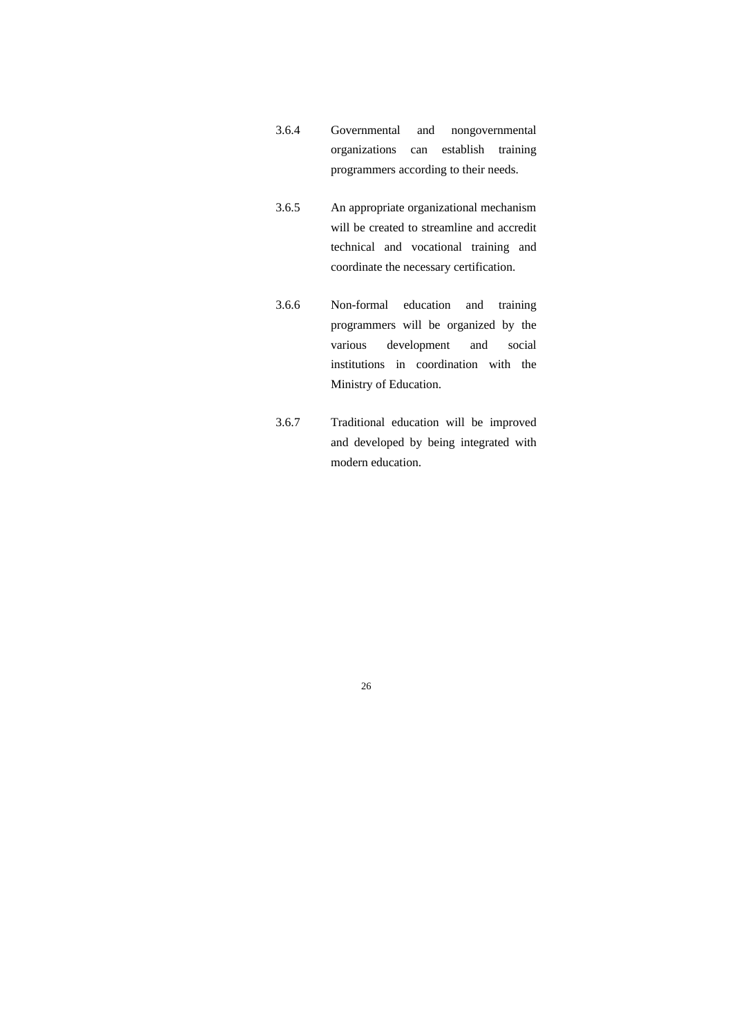3.6.4 Governmental and nongovernmental organizations can establish training programmers according to their needs.

3.6.5 An appropriate organizational mechanism will be created to streamline and accredit technical and vocational training and coordinate the necessary certification.

3.6.6 Non-formal education and training programmers will be organized by the various development and social institutions in coordination with the Ministry of Education.

3.6.7 Traditional education will be improved and developed by being integrated with modern education.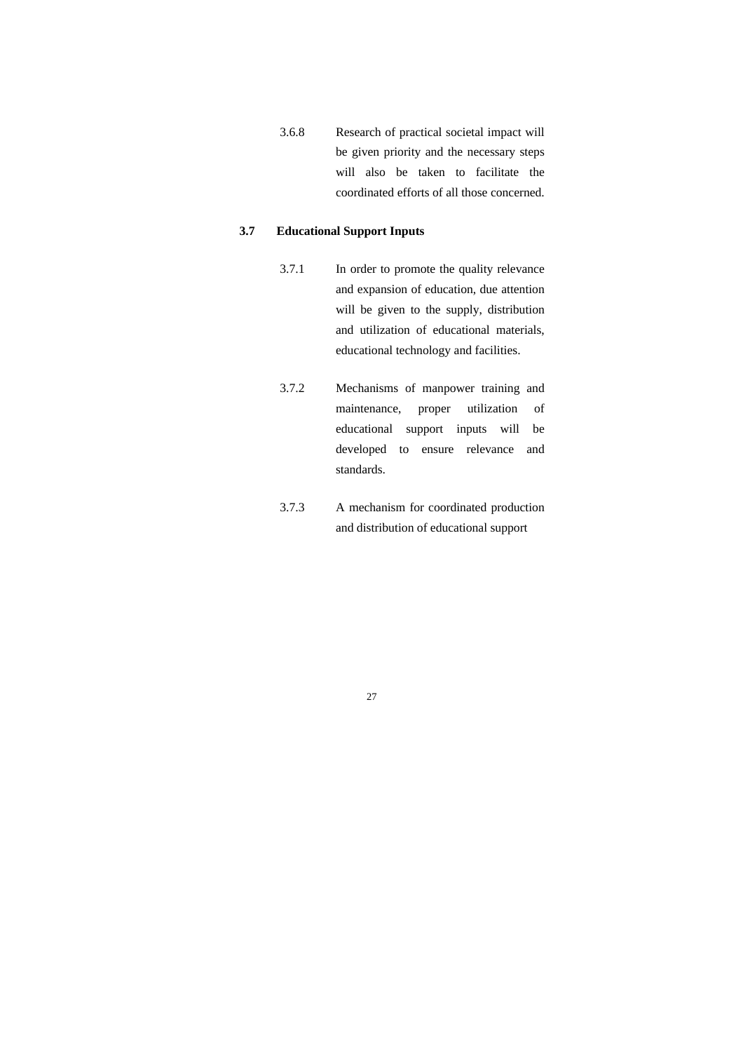3.6.8 Research of practical societal impact will be given priority and the necessary steps will also be taken to facilitate the coordinated efforts of all those concerned.

### 3.7 Educational Support Inputs

3.7.1 In order to promote the quality relevance and expansion of education, due attention will be given to the supply, distribution and utilization of educational materials, educational technology and facilities.

3.7.2 Mechanisms of manpower training and maintenance, proper utilization of educational support inputs will be developed to ensure relevance and standards.

3.7.3 A mechanism for coordinated production and distribution of educational support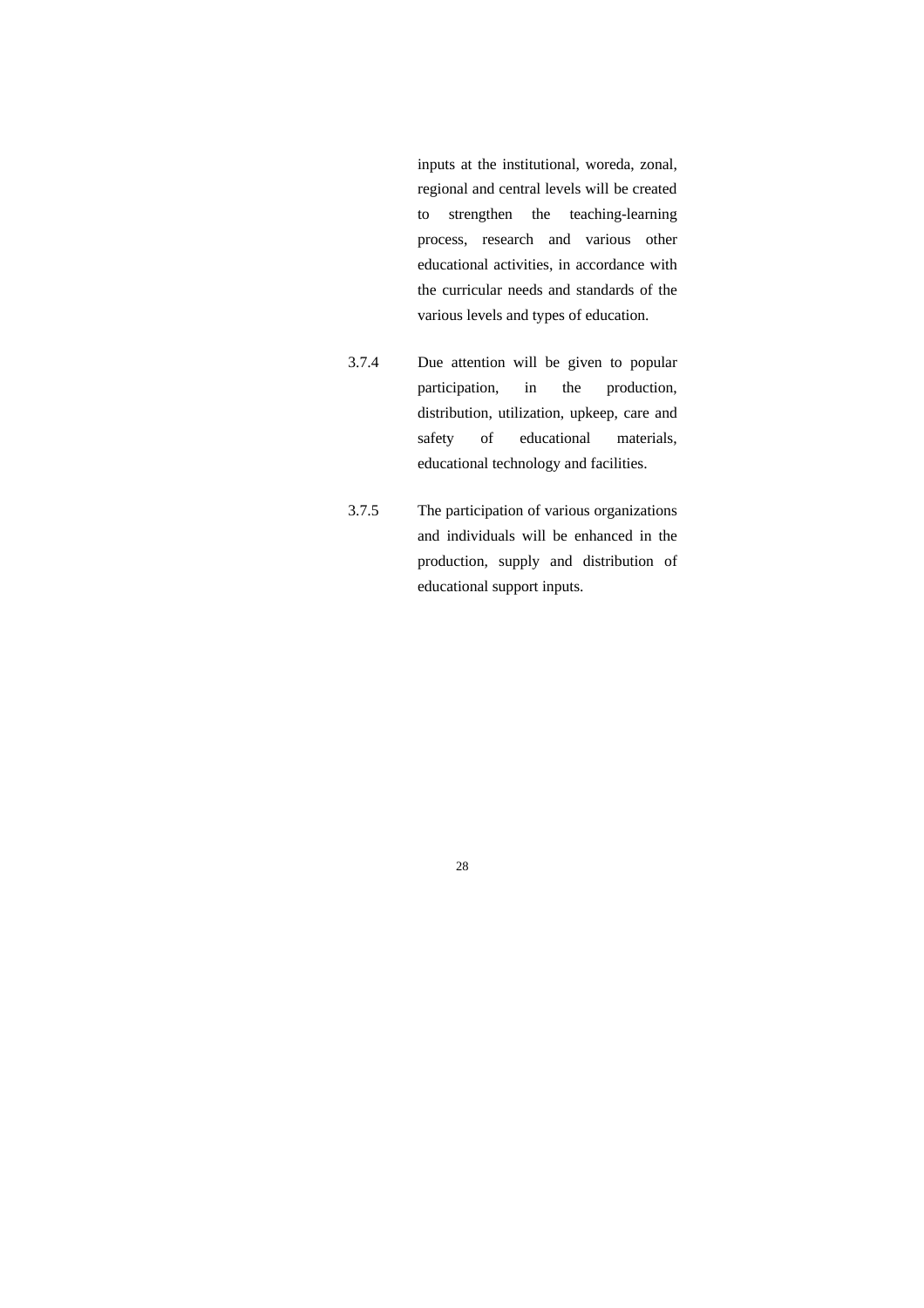inputs at the institutional, woreda, zonal, regional and central levels will be created to strengthen the teaching-learning process, research and various other educational activities, in accordance with the curricular needs and standards of the various levels and types of education.

3.7.4 Due attention will be given to popular participation, in the production, distribution, utilization, upkeep, care and safety of educational materials, educational technology and facilities.

3.7.5 The participation of various organizations and individuals will be enhanced in the production, supply and distribution of educational support inputs.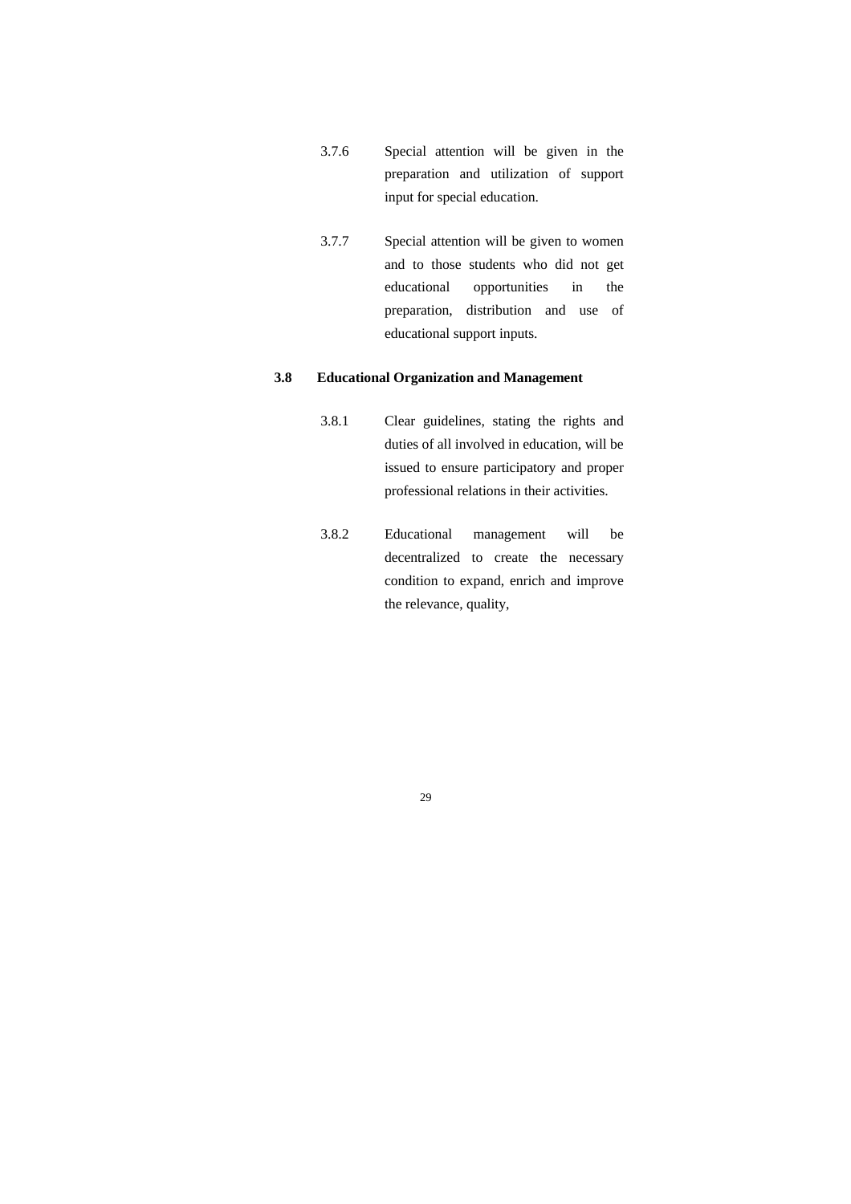3.7.6 Special attention will be given in the preparation and utilization of support input for special education.

3.7.7 Special attention will be given to women and to those students who did not get educational opportunities in the preparation, distribution and use of educational support inputs.

### 3.8 Educational Organization and Management

3.8.1 Clear guidelines, stating the rights and duties of all involved in education, will be issued to ensure participatory and proper professional relations in their activities.

3.8.2 Educational management will be decentralized to create the necessary condition to expand, enrich and improve the relevance, quality,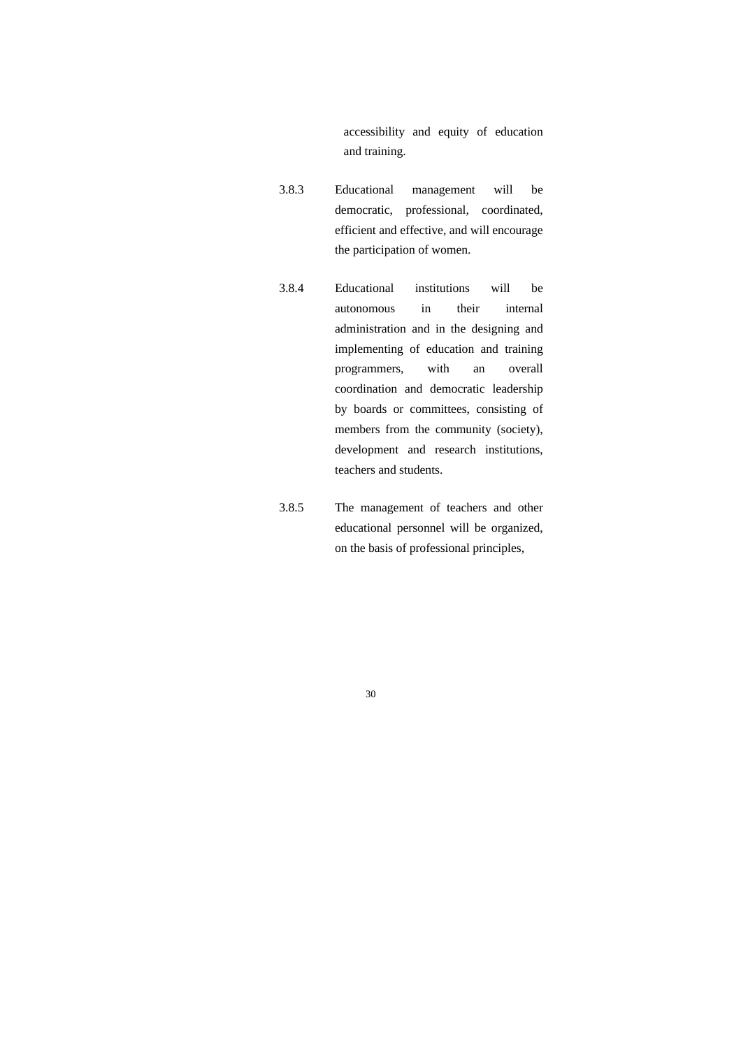accessibility and equity of education and training.

3.8.3 Educational management will be democratic, professional, coordinated, efficient and effective, and will encourage the participation of women.

3.8.4 Educational institutions will be autonomous in their internal administration and in the designing and implementing of education and training programmers, with an overall coordination and democratic leadership by boards or committees, consisting of members from the community (society), development and research institutions, teachers and students.

3.8.5 The management of teachers and other educational personnel will be organized, on the basis of professional principles,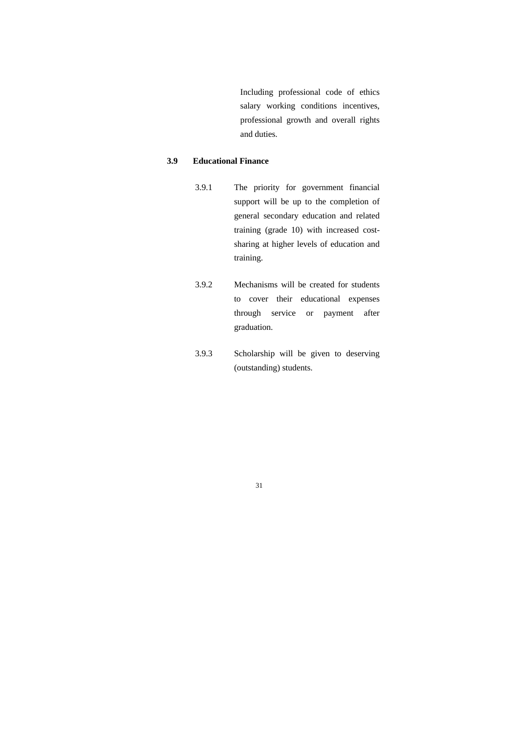Including professional code of ethics salary working conditions incentives, professional growth and overall rights and duties.

### 3.9 Educational Finance

3.9.1 The priority for government financial support will be up to the completion of general secondary education and related training (grade 10) with increased cost-sharing at higher levels of education and training.

3.9.2 Mechanisms will be created for students to cover their educational expenses through service or payment after graduation.

3.9.3 Scholarship will be given to deserving (outstanding) students.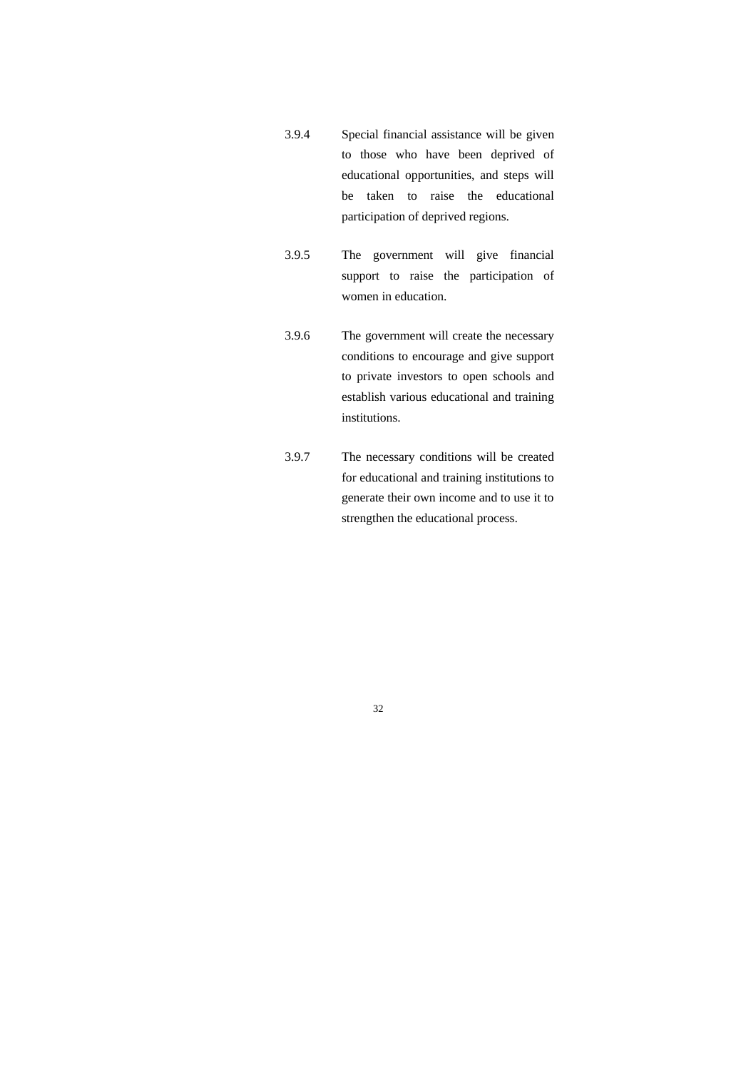3.9.4 Special financial assistance will be given to those who have been deprived of educational opportunities, and steps will be taken to raise the educational participation of deprived regions.

3.9.5 The government will give financial support to raise the participation of women in education.

3.9.6 The government will create the necessary conditions to encourage and give support to private investors to open schools and establish various educational and training institutions.

3.9.7 The necessary conditions will be created for educational and training institutions to generate their own income and to use it to strengthen the educational process.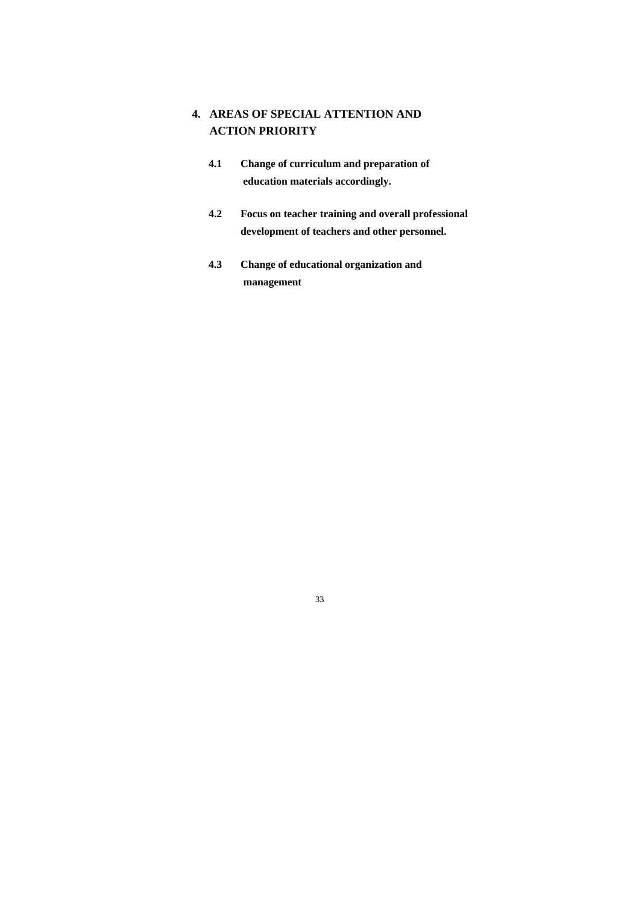## 4. AREAS OF SPECIAL ATTENTION AND ACTION PRIORITY

**4.1 Change of curriculum and preparation of education materials accordingly.**

**4.2 Focus on teacher training and overall professional development of teachers and other personnel.**

**4.3 Change of educational organization and management**